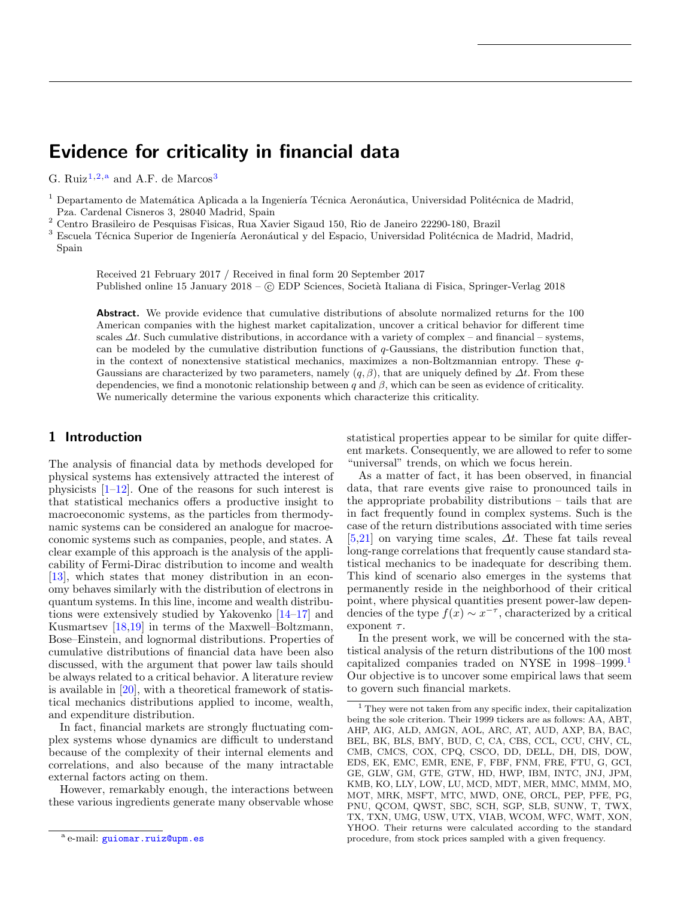# Evidence for criticality in financial data

G. Ruiz[1,2,a] and A.F. de Marcos[3]

[1] Departamento de Matemática Aplicada a la Ingeniería Técnica Aeronáutica, Universidad Politécnica de Madrid, Pza. Cardenal Cisneros 3, 28040 Madrid, Spain

[2] Centro Brasileiro de Pesquisas Fisicas, Rua Xavier Sigaud 150, Rio de Janeiro 22290-180, Brazil

[3] Escuela Técnica Superior de Ingeniería Aeronáutical y del Espacio, Universidad Politécnica de Madrid, Madrid, Spain

Received 21 February 2017 / Received in final form 20 September 2017
Published online 15 January 2018 – © EDP Sciences, Società Italiana di Fisica, Springer-Verlag 2018

**Abstract.** We provide evidence that cumulative distributions of absolute normalized returns for the 100 American companies with the highest market capitalization, uncover a critical behavior for different time scales $\Delta t$. Such cumulative distributions, in accordance with a variety of complex – and financial – systems, can be modeled by the cumulative distribution functions of $q$-Gaussians, the distribution function that, in the context of nonextensive statistical mechanics, maximizes a non-Boltzmannian entropy. These $q$-Gaussians are characterized by two parameters, namely $(q, \beta)$, that are uniquely defined by $\Delta t$. From these dependencies, we find a monotonic relationship between $q$ and $\beta$, which can be seen as evidence of criticality. We numerically determine the various exponents which characterize this criticality.

## 1 Introduction

The analysis of financial data by methods developed for physical systems has extensively attracted the interest of physicists [1–12]. One of the reasons for such interest is that statistical mechanics offers a productive insight to macroeconomic systems, as the particles from thermodynamic systems can be considered an analogue for macroeconomic systems such as companies, people, and states. A clear example of this approach is the analysis of the applicability of Fermi-Dirac distribution to income and wealth [13], which states that money distribution in an economy behaves similarly with the distribution of electrons in quantum systems. In this line, income and wealth distributions were extensively studied by Yakovenko [14–17] and Kusmartsev [18,19] in terms of the Maxwell–Boltzmann, Bose–Einstein, and lognormal distributions. Properties of cumulative distributions of financial data have been also discussed, with the argument that power law tails should be always related to a critical behavior. A literature review is available in [20], with a theoretical framework of statistical mechanics distributions applied to income, wealth, and expenditure distribution.

In fact, financial markets are strongly fluctuating complex systems whose dynamics are difficult to understand because of the complexity of their internal elements and correlations, and also because of the many intractable external factors acting on them.

However, remarkably enough, the interactions between these various ingredients generate many observable whose statistical properties appear to be similar for quite different markets. Consequently, we are allowed to refer to some "universal" trends, on which we focus herein.

As a matter of fact, it has been observed, in financial data, that rare events give rise to pronounced tails in the appropriate probability distributions – tails that are in fact frequently found in complex systems. Such is the case of the return distributions associated with time series [5,21] on varying time scales, $\Delta t$. These fat tails reveal long-range correlations that frequently cause standard statistical mechanics to be inadequate for describing them. This kind of scenario also emerges in the systems that permanently reside in the neighborhood of their critical point, where physical quantities present power-law dependencies of the type $f(x) \sim x^{-\tau}$, characterized by a critical exponent $\tau$.

In the present work, we will be concerned with the statistical analysis of the return distributions of the 100 most capitalized companies traded on NYSE in 1998–1999.[1] Our objective is to uncover some empirical laws that seem to govern such financial markets.

[1] They were not taken from any specific index, their capitalization being the sole criterion. Their 1999 tickers are as follows: AA, ABT, AHP, AIG, ALD, AMGN, AOL, ARC, AT, AUD, AXP, BA, BAC, BEL, BK, BLS, BMY, BUD, C, CA, CBS, CCL, CCU, CHV, CL, CMB, CMCS, COX, CPQ, CSCO, DD, DELL, DH, DIS, DOW, EDS, EK, EMC, EMR, ENE, F, FBF, FNM, FRE, FTU, G, GCI, GE, GLW, GM, GTE, GTW, HD, HWP, IBM, INTC, JNJ, JPM, KMB, KO, LLY, LOW, LU, MCD, MDT, MER, MMC, MMM, MO, MOT, MRK, MSFT, MTC, MWD, ONE, ORCL, PEP, PFE, PG, PNU, QCOM, QWST, SBC, SCH, SGP, SLB, SUNW, T, TWX, TX, TXN, UMG, USW, UTX, VIAB, WCOM, WFC, WMT, XON, YHOO. Their returns were calculated according to the standard procedure, from stock prices sampled with a given frequency.

[a] e-mail: guiomar.ruiz@upm.es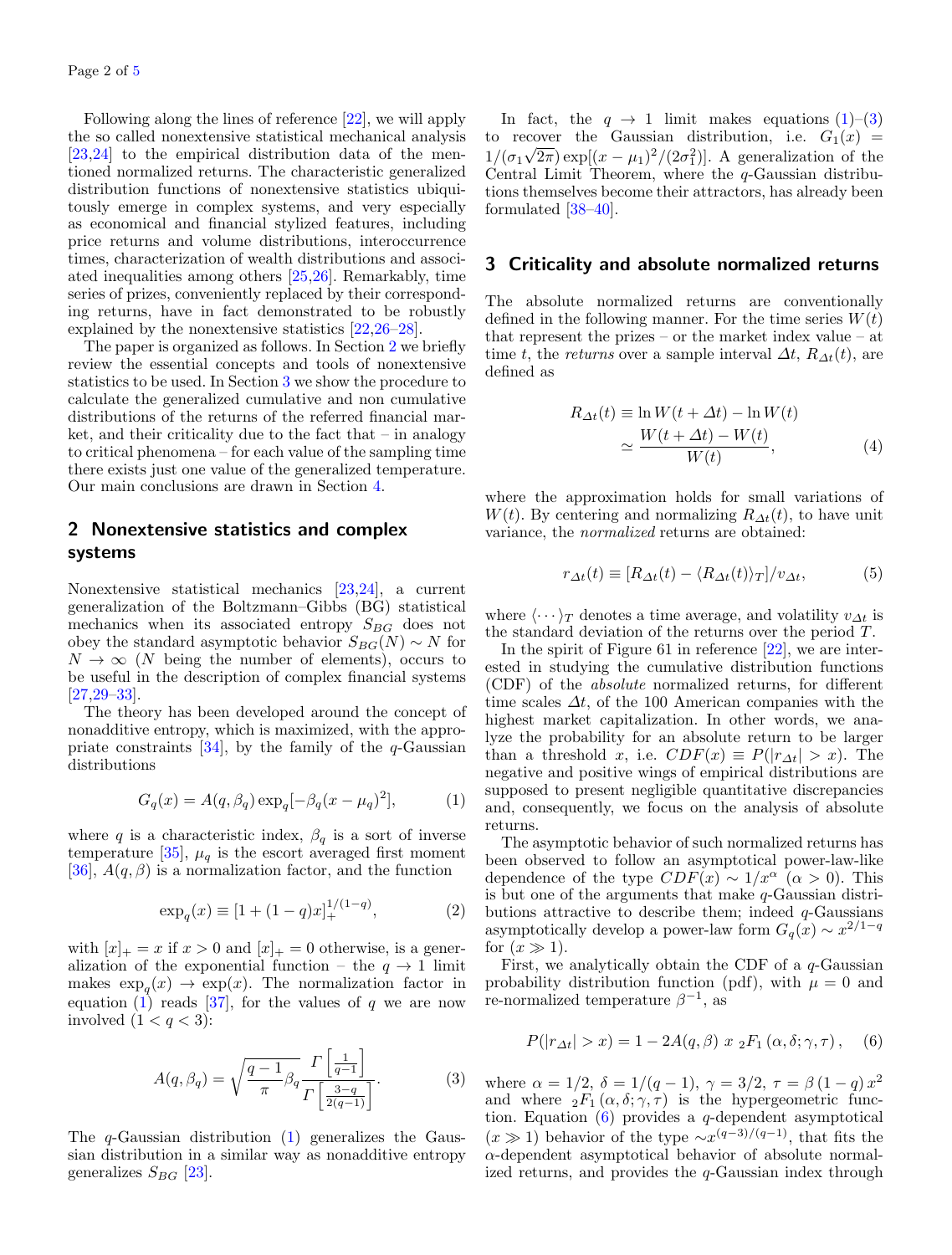Following along the lines of reference [22], we will apply the so called nonextensive statistical mechanical analysis [23,24] to the empirical distribution data of the mentioned normalized returns. The characteristic generalized distribution functions of nonextensive statistics ubiquitously emerge in complex systems, and very especially as economical and financial stylized features, including price returns and volume distributions, interoccurrence times, characterization of wealth distributions and associated inequalities among others [25,26]. Remarkably, time series of prizes, conveniently replaced by their corresponding returns, have in fact demonstrated to be robustly explained by the nonextensive statistics [22,26–28].

The paper is organized as follows. In Section 2 we briefly review the essential concepts and tools of nonextensive statistics to be used. In Section 3 we show the procedure to calculate the generalized cumulative and non cumulative distributions of the returns of the referred financial market, and their criticality due to the fact that – in analogy to critical phenomena – for each value of the sampling time there exists just one value of the generalized temperature. Our main conclusions are drawn in Section 4.

## 2 Nonextensive statistics and complex systems

Nonextensive statistical mechanics [23,24], a current generalization of the Boltzmann–Gibbs (BG) statistical mechanics when its associated entropy $S_{BG}$ does not obey the standard asymptotic behavior $S_{BG}(N) \sim N$ for $N \to \infty$ ($N$ being the number of elements), occurs to be useful in the description of complex financial systems [27,29–33].

The theory has been developed around the concept of nonadditive entropy, which is maximized, with the appropriate constraints [34], by the family of $q$-Gaussian distributions

$$G_q(x) = A(q, \beta_q) \exp_q[-\beta_q (x - \mu_q)^2], \tag{1}$$

where $q$ is a characteristic index, $\beta_q$ is a sort of inverse temperature [35], $\mu_q$ is the escort averaged first moment [36], $A(q, \beta)$ is a normalization factor, and the function

$$\exp_q(x) \equiv [1 + (1-q)x]_+^{1/(1-q)}, \tag{2}$$

with $[x]_+ = x$ if $x > 0$ and $[x]_+ = 0$ otherwise, is a generalization of the exponential function – the $q \to 1$ limit makes $\exp_q(x) \to \exp(x)$. The normalization factor in equation (1) reads [37], for the values of $q$ we are now involved ($1 < q < 3$):

$$A(q, \beta_q) = \sqrt{\frac{q-1}{\pi}\beta_q} \frac{\Gamma\left[\frac{1}{q-1}\right]}{\Gamma\left[\frac{3-q}{2(q-1)}\right]}. \tag{3}$$

The $q$-Gaussian distribution (1) generalizes the Gaussian distribution in a similar way as nonadditive entropy generalizes $S_{BG}$ [23].

In fact, the $q \to 1$ limit makes equations (1)–(3) to recover the Gaussian distribution, i.e. $G_1(x) = 1/(\sigma_1\sqrt{2\pi}) \exp[(x - \mu_1)^2/(2\sigma_1^2)]$. A generalization of the Central Limit Theorem, where the $q$-Gaussian distributions themselves become their attractors, has already been formulated [38–40].

## 3 Criticality and absolute normalized returns

The absolute normalized returns are conventionally defined in the following manner. For the time series $W(t)$ that represent the prizes – or the market index value – at time $t$, the *returns* over a sample interval $\Delta t$, $R_{\Delta t}(t)$, are defined as

$$\begin{aligned} R_{\Delta t}(t) &\equiv \ln W(t + \Delta t) - \ln W(t) \\ &\simeq \frac{W(t + \Delta t) - W(t)}{W(t)}, \end{aligned} \tag{4}$$

where the approximation holds for small variations of $W(t)$. By centering and normalizing $R_{\Delta t}(t)$, to have unit variance, the *normalized* returns are obtained:

$$r_{\Delta t}(t) \equiv [R_{\Delta t}(t) - \langle R_{\Delta t}(t)\rangle_T]/v_{\Delta t}, \tag{5}$$

where $\langle \cdots \rangle_T$ denotes a time average, and volatility $v_{\Delta t}$ is the standard deviation of the returns over the period $T$.

In the spirit of Figure 61 in reference [22], we are interested in studying the cumulative distribution functions (CDF) of the *absolute* normalized returns, for different time scales $\Delta t$, of the 100 American companies with the highest market capitalization. In other words, we analyze the probability for an absolute return to be larger than a threshold $x$, i.e. $CDF(x) \equiv P(|r_{\Delta t}| > x)$. The negative and positive wings of empirical distributions are supposed to present negligible quantitative discrepancies and, consequently, we focus on the analysis of absolute returns.

The asymptotic behavior of such normalized returns has been observed to follow an asymptotical power-law-like dependence of the type $CDF(x) \sim 1/x^{\alpha}$ ($\alpha > 0$). This is but one of the arguments that make $q$-Gaussian distributions attractive to describe them; indeed $q$-Gaussians asymptotically develop a power-law form $G_q(x) \sim x^{2/1-q}$ for ($x \gg 1$).

First, we analytically obtain the CDF of a $q$-Gaussian probability distribution function (pdf), with $\mu = 0$ and re-normalized temperature $\beta^{-1}$, as

$$P(|r_{\Delta t}| > x) = 1 - 2A(q, \beta)\ x\ {}_2F_1\left(\alpha, \delta; \gamma, \tau\right), \tag{6}$$

where $\alpha = 1/2$, $\delta = 1/(q-1)$, $\gamma = 3/2$, $\tau = \beta\,(1-q)\,x^2$ and where ${}_2F_1\left(\alpha, \delta; \gamma, \tau\right)$ is the hypergeometric function. Equation (6) provides a $q$-dependent asymptotical ($x \gg 1$) behavior of the type $\sim x^{(q-3)/(q-1)}$, that fits the $\alpha$-dependent asymptotical behavior of absolute normalized returns, and provides the $q$-Gaussian index through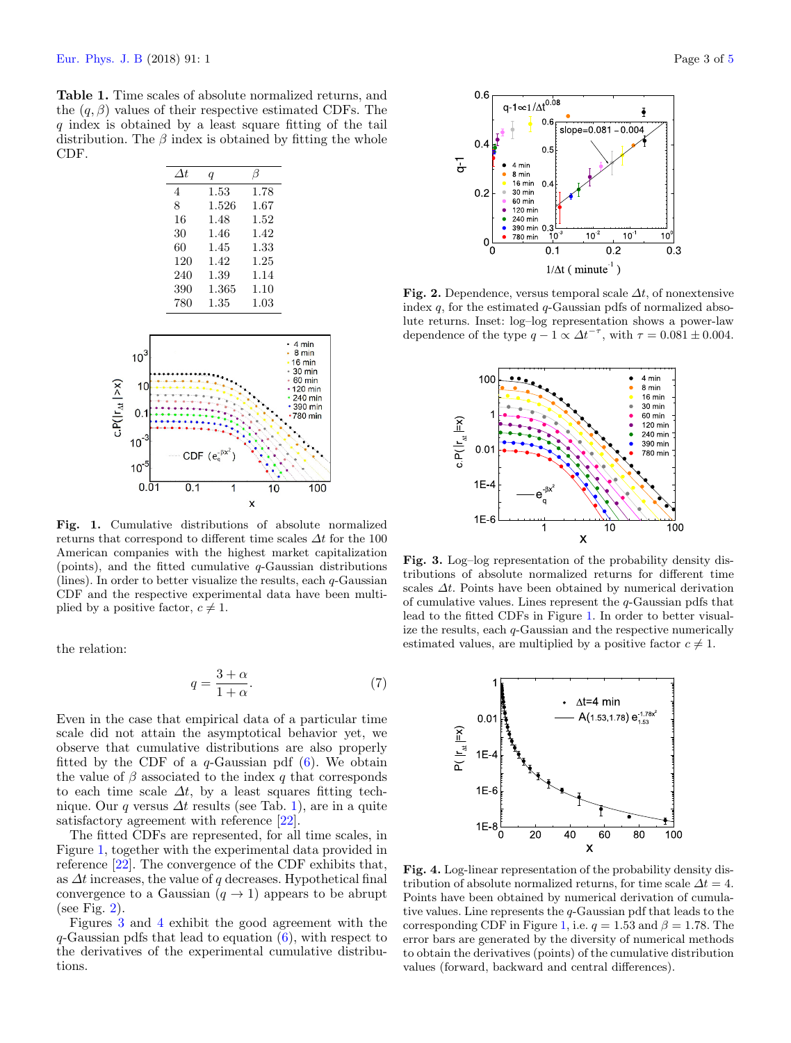**Table 1.** Time scales of absolute normalized returns, and the $(q, \beta)$ values of their respective estimated CDFs. The $q$ index is obtained by a least square fitting of the tail distribution. The $\beta$ index is obtained by fitting the whole CDF.

| $\Delta t$ | $q$ | $\beta$ |
|---|---|---|
| 4 | 1.53 | 1.78 |
| 8 | 1.526 | 1.67 |
| 16 | 1.48 | 1.52 |
| 30 | 1.46 | 1.42 |
| 60 | 1.45 | 1.33 |
| 120 | 1.42 | 1.25 |
| 240 | 1.39 | 1.14 |
| 390 | 1.365 | 1.10 |
| 780 | 1.35 | 1.03 |

**Fig. 1.** Cumulative distributions of absolute normalized returns that correspond to different time scales $\Delta t$ for the 100 American companies with the highest market capitalization (points), and the fitted cumulative $q$-Gaussian distributions (lines). In order to better visualize the results, each $q$-Gaussian CDF and the respective experimental data have been multiplied by a positive factor, $c \neq 1$.

the relation:

$$q = \frac{3+\alpha}{1+\alpha}. \quad (7)$$

Even in the case that empirical data of a particular time scale did not attain the asymptotical behavior yet, we observe that cumulative distributions are also properly fitted by the CDF of a $q$-Gaussian pdf (6). We obtain the value of $\beta$ associated to the index $q$ that corresponds to each time scale $\Delta t$, by a least squares fitting technique. Our $q$ versus $\Delta t$ results (see Tab. 1), are in a quite satisfactory agreement with reference [22].

The fitted CDFs are represented, for all time scales, in Figure 1, together with the experimental data provided in reference [22]. The convergence of the CDF exhibits that, as $\Delta t$ increases, the value of $q$ decreases. Hypothetical final convergence to a Gaussian ($q \to 1$) appears to be abrupt (see Fig. 2).

Figures 3 and 4 exhibit the good agreement with the $q$-Gaussian pdfs that lead to equation (6), with respect to the derivatives of the experimental cumulative distributions.

**Fig. 2.** Dependence, versus temporal scale $\Delta t$, of nonextensive index $q$, for the estimated $q$-Gaussian pdfs of normalized absolute returns. Inset: log–log representation shows a power-law dependence of the type $q - 1 \propto \Delta t^{-\tau}$, with $\tau = 0.081 \pm 0.004$.

**Fig. 3.** Log–log representation of the probability density distributions of absolute normalized returns for different time scales $\Delta t$. Points have been obtained by numerical derivation of cumulative values. Lines represent the $q$-Gaussian pdfs that lead to the fitted CDFs in Figure 1. In order to better visualize the results, each $q$-Gaussian and the respective numerically estimated values, are multiplied by a positive factor $c \neq 1$.

**Fig. 4.** Log-linear representation of the probability density distribution of absolute normalized returns, for time scale $\Delta t = 4$. Points have been obtained by numerical derivation of cumulative values. Line represents the $q$-Gaussian pdf that leads to the corresponding CDF in Figure 1, i.e. $q = 1.53$ and $\beta = 1.78$. The error bars are generated by the diversity of numerical methods to obtain the derivatives (points) of the cumulative distribution values (forward, backward and central differences).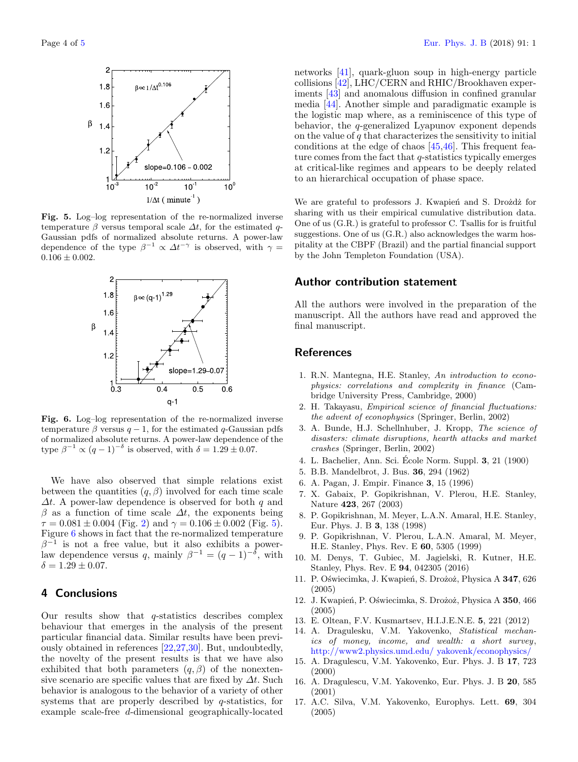**Fig. 5.** Log–log representation of the re-normalized inverse temperature $\beta$ versus temporal scale $\Delta t$, for the estimated $q$-Gaussian pdfs of normalized absolute returns. A power-law dependence of the type $\beta^{-1} \propto \Delta t^{-\gamma}$ is observed, with $\gamma = 0.106 \pm 0.002$.

**Fig. 6.** Log–log representation of the re-normalized inverse temperature $\beta$ versus $q-1$, for the estimated $q$-Gaussian pdfs of normalized absolute returns. A power-law dependence of the type $\beta^{-1} \propto (q-1)^{-\delta}$ is observed, with $\delta = 1.29 \pm 0.07$.

We have also observed that simple relations exist between the quantities $(q, \beta)$ involved for each time scale $\Delta t$. A power-law dependence is observed for both $q$ and $\beta$ as a function of time scale $\Delta t$, the exponents being $\tau = 0.081 \pm 0.004$ (Fig. 2) and $\gamma = 0.106 \pm 0.002$ (Fig. 5). Figure 6 shows in fact that the re-normalized temperature $\beta^{-1}$ is not a free value, but it also exhibits a power-law dependence versus $q$, mainly $\beta^{-1} = (q-1)^{-\delta}$, with $\delta = 1.29 \pm 0.07$.

## 4 Conclusions

Our results show that $q$-statistics describes complex behaviour that emerges in the analysis of the present particular financial data. Similar results have been previously obtained in references [22,27,30]. But, undoubtedly, the novelty of the present results is that we have also exhibited that both parameters $(q, \beta)$ of the nonextensive scenario are specific values that are fixed by $\Delta t$. Such behavior is analogous to the behavior of a variety of other systems that are properly described by $q$-statistics, for example scale-free $d$-dimensional geographically-located networks [41], quark-gluon soup in high-energy particle collisions [42], LHC/CERN and RHIC/Brookhaven experiments [43] and anomalous diffusion in confined granular media [44]. Another simple and paradigmatic example is the logistic map where, as a reminiscence of this type of behavior, the $q$-generalized Lyapunov exponent depends on the value of $q$ that characterizes the sensitivity to initial conditions at the edge of chaos [45,46]. This frequent feature comes from the fact that $q$-statistics typically emerges at critical-like regimes and appears to be deeply related to an hierarchical occupation of phase space.

We are grateful to professors J. Kwapień and S. Drożdż for sharing with us their empirical cumulative distribution data. One of us (G.R.) is grateful to professor C. Tsallis for is fruitful suggestions. One of us (G.R.) also acknowledges the warm hospitality at the CBPF (Brazil) and the partial financial support by the John Templeton Foundation (USA).

## Author contribution statement

All the authors were involved in the preparation of the manuscript. All the authors have read and approved the final manuscript.

## References

1. R.N. Mantegna, H.E. Stanley, *An introduction to econophysics: correlations and complexity in finance* (Cambridge University Press, Cambridge, 2000)
2. H. Takayasu, *Empirical science of financial fluctuations: the advent of econophysics* (Springer, Berlin, 2002)
3. A. Bunde, H.J. Schellnhuber, J. Kropp, *The science of disasters: climate disruptions, hearth attacks and market crashes* (Springer, Berlin, 2002)
4. L. Bachelier, Ann. Sci. École Norm. Suppl. **3**, 21 (1900)
5. B.B. Mandelbrot, J. Bus. **36**, 294 (1962)
6. A. Pagan, J. Empir. Finance **3**, 15 (1996)
7. X. Gabaix, P. Gopikrishnan, V. Plerou, H.E. Stanley, Nature **423**, 267 (2003)
8. P. Gopikrishnan, M. Meyer, L.A.N. Amaral, H.E. Stanley, Eur. Phys. J. B **3**, 138 (1998)
9. P. Gopikrishnan, V. Plerou, L.A.N. Amaral, M. Meyer, H.E. Stanley, Phys. Rev. E **60**, 5305 (1999)
10. M. Denys, T. Gubiec, M. Jagielski, R. Kutner, H.E. Stanley, Phys. Rev. E **94**, 042305 (2016)
11. P. Oświecimka, J. Kwapień, S. Drożoż, Physica A **347**, 626 (2005)
12. J. Kwapień, P. Oświecimka, S. Drożoż, Physica A **350**, 466 (2005)
13. E. Oltean, F.V. Kusmartsev, H.I.J.E.N.E. **5**, 221 (2012)
14. A. Dragulesku, V.M. Yakovenko, *Statistical mechanics of money, income, and wealth: a short survey*, http://www2.physics.umd.edu/ yakovenk/econophysics/
15. A. Dragulescu, V.M. Yakovenko, Eur. Phys. J. B **17**, 723 (2000)
16. A. Dragulescu, V.M. Yakovenko, Eur. Phys. J. B **20**, 585 (2001)
17. A.C. Silva, V.M. Yakovenko, Europhys. Lett. **69**, 304 (2005)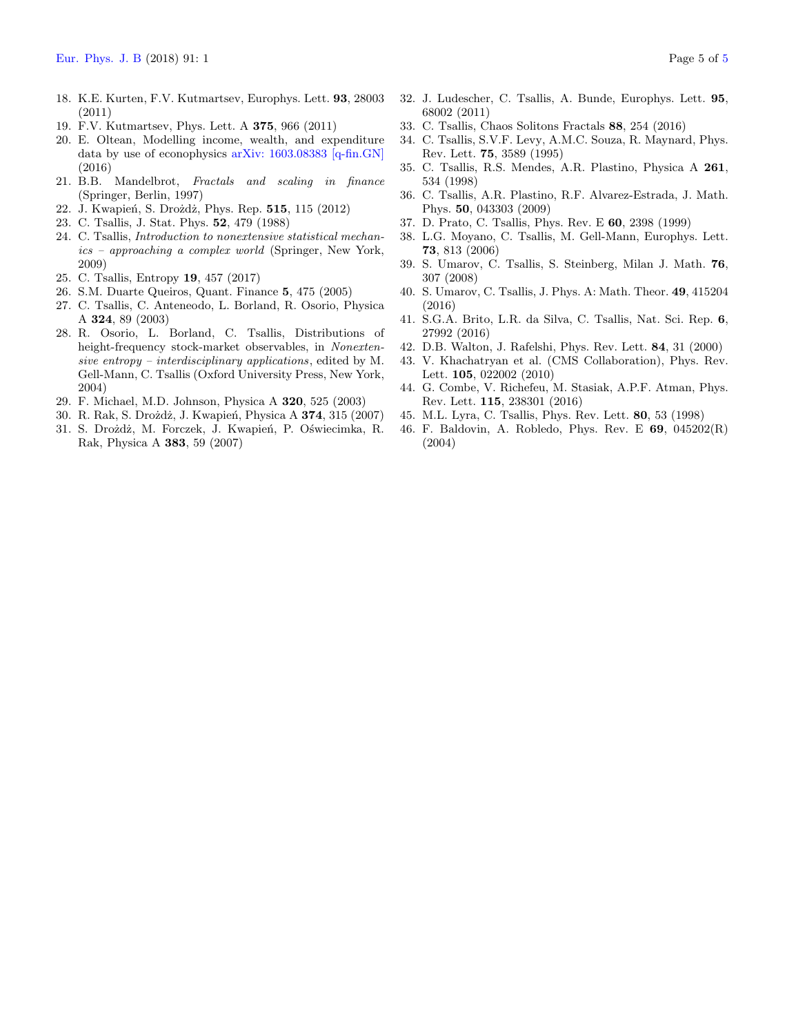18. K.E. Kurten, F.V. Kutmartsev, Europhys. Lett. **93**, 28003 (2011)
19. F.V. Kutmartsev, Phys. Lett. A **375**, 966 (2011)
20. E. Oltean, Modelling income, wealth, and expenditure data by use of econophysics arXiv: 1603.08383 [q-fin.GN] (2016)
21. B.B. Mandelbrot, *Fractals and scaling in finance* (Springer, Berlin, 1997)
22. J. Kwapień, S. Drożdż, Phys. Rep. **515**, 115 (2012)
23. C. Tsallis, J. Stat. Phys. **52**, 479 (1988)
24. C. Tsallis, *Introduction to nonextensive statistical mechanics – approaching a complex world* (Springer, New York, 2009)
25. C. Tsallis, Entropy **19**, 457 (2017)
26. S.M. Duarte Queiros, Quant. Finance **5**, 475 (2005)
27. C. Tsallis, C. Anteneodo, L. Borland, R. Osorio, Physica A **324**, 89 (2003)
28. R. Osorio, L. Borland, C. Tsallis, Distributions of height-frequency stock-market observables, in *Nonextensive entropy – interdisciplinary applications*, edited by M. Gell-Mann, C. Tsallis (Oxford University Press, New York, 2004)
29. F. Michael, M.D. Johnson, Physica A **320**, 525 (2003)
30. R. Rak, S. Drożdż, J. Kwapień, Physica A **374**, 315 (2007)
31. S. Drożdż, M. Forczek, J. Kwapień, P. Oświecimka, R. Rak, Physica A **383**, 59 (2007)
32. J. Ludescher, C. Tsallis, A. Bunde, Europhys. Lett. **95**, 68002 (2011)
33. C. Tsallis, Chaos Solitons Fractals **88**, 254 (2016)
34. C. Tsallis, S.V.F. Levy, A.M.C. Souza, R. Maynard, Phys. Rev. Lett. **75**, 3589 (1995)
35. C. Tsallis, R.S. Mendes, A.R. Plastino, Physica A **261**, 534 (1998)
36. C. Tsallis, A.R. Plastino, R.F. Alvarez-Estrada, J. Math. Phys. **50**, 043303 (2009)
37. D. Prato, C. Tsallis, Phys. Rev. E **60**, 2398 (1999)
38. L.G. Moyano, C. Tsallis, M. Gell-Mann, Europhys. Lett. **73**, 813 (2006)
39. S. Umarov, C. Tsallis, S. Steinberg, Milan J. Math. **76**, 307 (2008)
40. S. Umarov, C. Tsallis, J. Phys. A: Math. Theor. **49**, 415204 (2016)
41. S.G.A. Brito, L.R. da Silva, C. Tsallis, Nat. Sci. Rep. **6**, 27992 (2016)
42. D.B. Walton, J. Rafelshi, Phys. Rev. Lett. **84**, 31 (2000)
43. V. Khachatryan et al. (CMS Collaboration), Phys. Rev. Lett. **105**, 022002 (2010)
44. G. Combe, V. Richefeu, M. Stasiak, A.P.F. Atman, Phys. Rev. Lett. **115**, 238301 (2016)
45. M.L. Lyra, C. Tsallis, Phys. Rev. Lett. **80**, 53 (1998)
46. F. Baldovin, A. Robledo, Phys. Rev. E **69**, 045202(R) (2004)